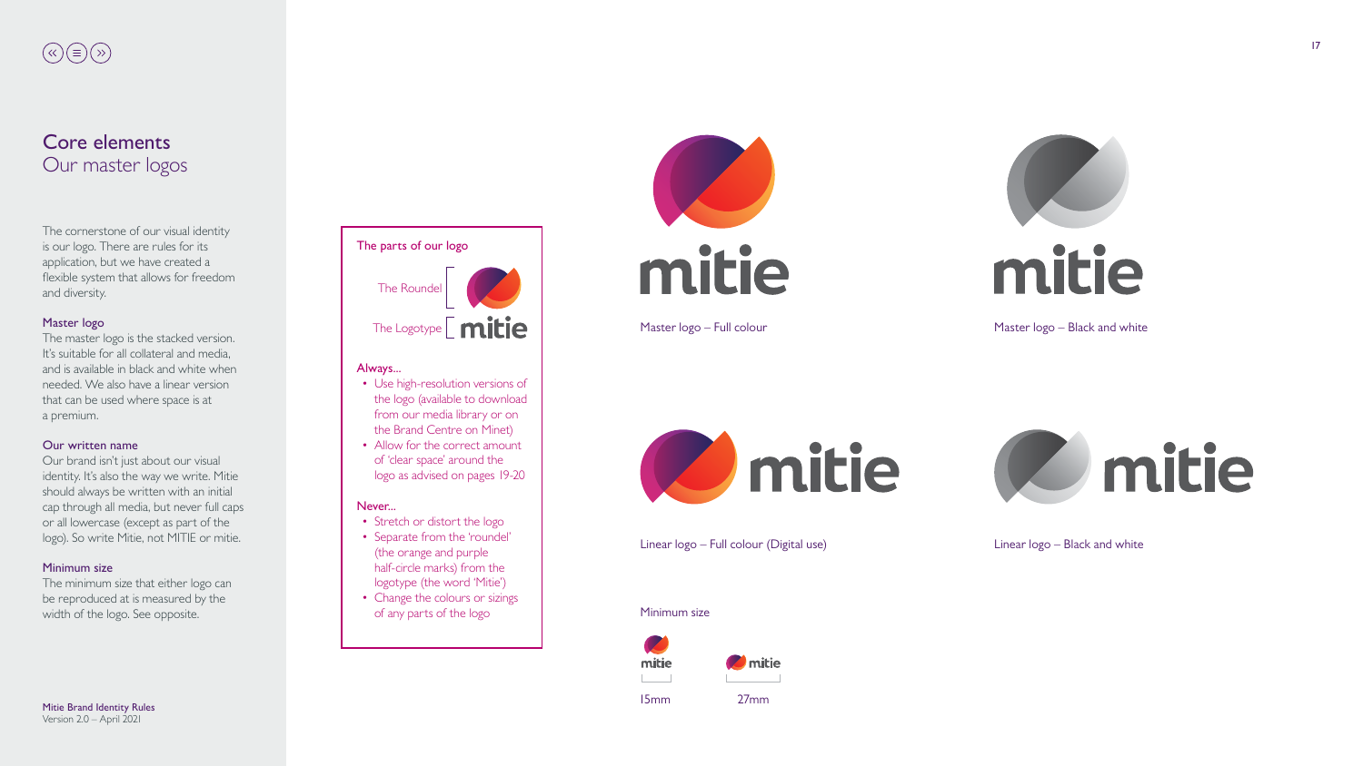# Core elements
## Our master logos

The cornerstone of our visual identity is our logo. There are rules for its application, but we have created a flexible system that allows for freedom and diversity.

### Master logo

The master logo is the stacked version. It's suitable for all collateral and media, and is available in black and white when needed. We also have a linear version that can be used where space is at a premium.

### Our written name

Our brand isn't just about our visual identity. It's also the way we write. Mitie should always be written with an initial cap through all media, but never full caps or all lowercase (except as part of the logo). So write Mitie, not MITIE or mitie.

### Minimum size

The minimum size that either logo can be reproduced at is measured by the width of the logo. See opposite.

### The parts of our logo

The Roundel

The Logotype

**Always...**

- Use high-resolution versions of the logo (available to download from our media library or on the Brand Centre on Minet)
- Allow for the correct amount of 'clear space' around the logo as advised on pages 19-20

**Never...**

- Stretch or distort the logo
- Separate from the 'roundel' (the orange and purple half-circle marks) from the logotype (the word 'Mitie')
- Change the colours or sizings of any parts of the logo

Master logo – Full colour

Master logo – Black and white

Linear logo – Full colour (Digital use)

Linear logo – Black and white

Minimum size

15mm

27mm

Mitie Brand Identity Rules
Version 2.0 – April 2021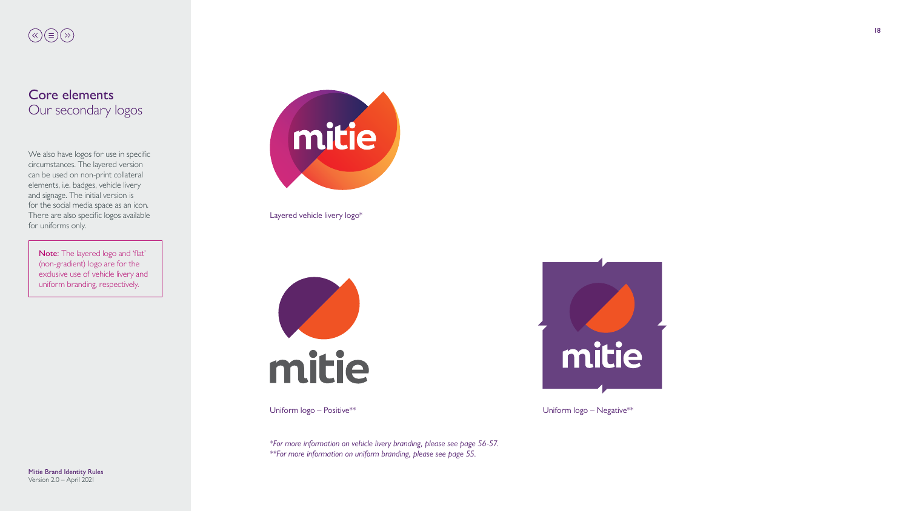# Core elements
## Our secondary logos

We also have logos for use in specific circumstances. The layered version can be used on non-print collateral elements, i.e. badges, vehicle livery and signage. The initial version is for the social media space as an icon. There are also specific logos available for uniforms only.

**Note:** The layered logo and 'flat' (non-gradient) logo are for the exclusive use of vehicle livery and uniform branding, respectively.

Layered vehicle livery logo*

Uniform logo – Positive**

Uniform logo – Negative**

*\*For more information on vehicle livery branding, please see page 56-57.*
*\*\*For more information on uniform branding, please see page 55.*

**Mitie Brand Identity Rules**
Version 2.0 – April 2021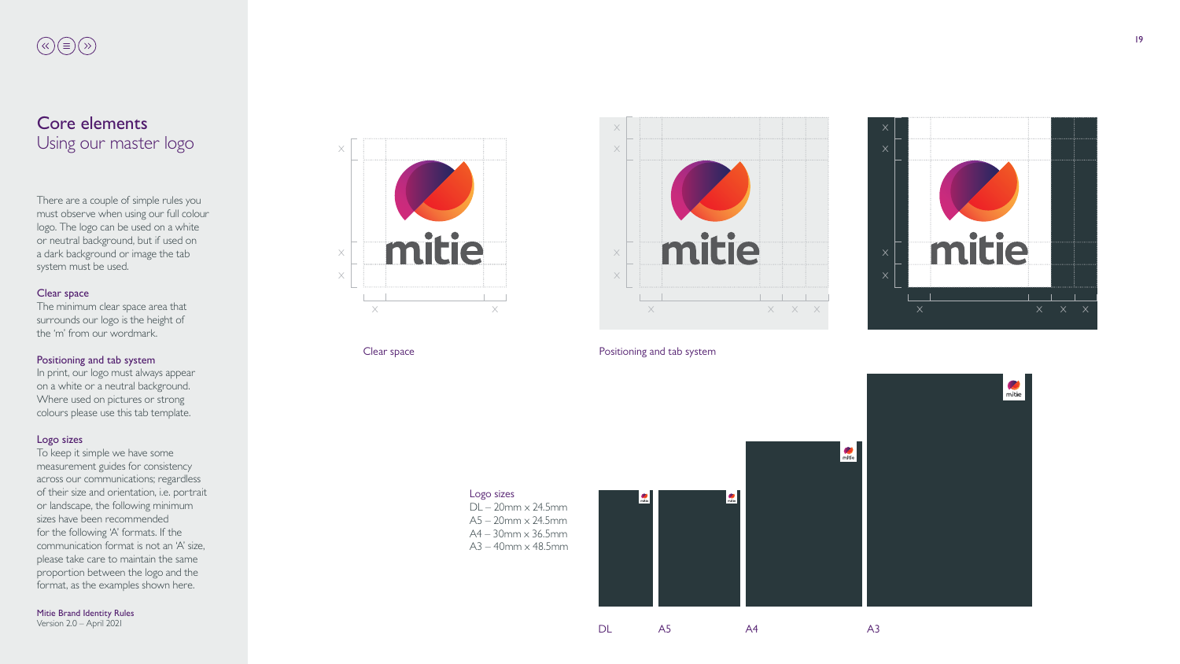# Core elements
## Using our master logo

There are a couple of simple rules you must observe when using our full colour logo. The logo can be used on a white or neutral background, but if used on a dark background or image the tab system must be used.

### Clear space

The minimum clear space area that surrounds our logo is the height of the 'm' from our wordmark.

### Positioning and tab system

In print, our logo must always appear on a white or a neutral background. Where used on pictures or strong colours please use this tab template.

### Logo sizes

To keep it simple we have some measurement guides for consistency across our communications; regardless of their size and orientation, i.e. portrait or landscape, the following minimum sizes have been recommended for the following 'A' formats. If the communication format is not an 'A' size, please take care to maintain the same proportion between the logo and the format, as the examples shown here.

Mitie Brand Identity Rules
Version 2.0 – April 2021

Clear space

Positioning and tab system

Logo sizes
DL – 20mm x 24.5mm
A5 – 20mm x 24.5mm
A4 – 30mm x 36.5mm
A3 – 40mm x 48.5mm

DL A5 A4 A3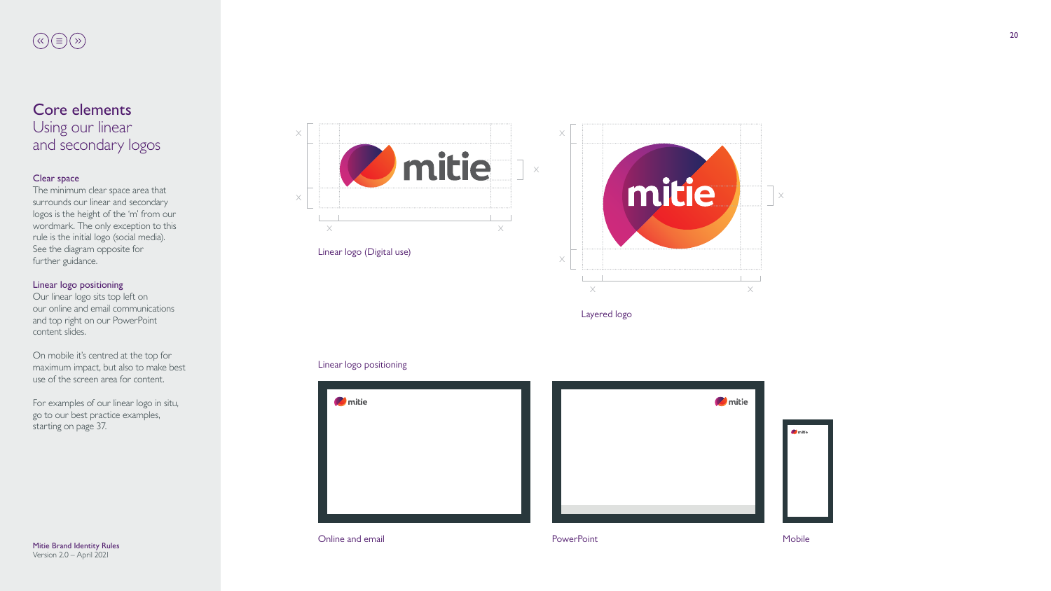# Core elements

## Using our linear and secondary logos

### Clear space

The minimum clear space area that surrounds our linear and secondary logos is the height of the 'm' from our wordmark. The only exception to this rule is the initial logo (social media). See the diagram opposite for further guidance.

### Linear logo positioning

Our linear logo sits top left on our online and email communications and top right on our PowerPoint content slides.

On mobile it's centred at the top for maximum impact, but also to make best use of the screen area for content.

For examples of our linear logo in situ, go to our best practice examples, starting on page 37.

Linear logo (Digital use)

Layered logo

Linear logo positioning

Online and email

PowerPoint

Mobile

Mitie Brand Identity Rules
Version 2.0 – April 2021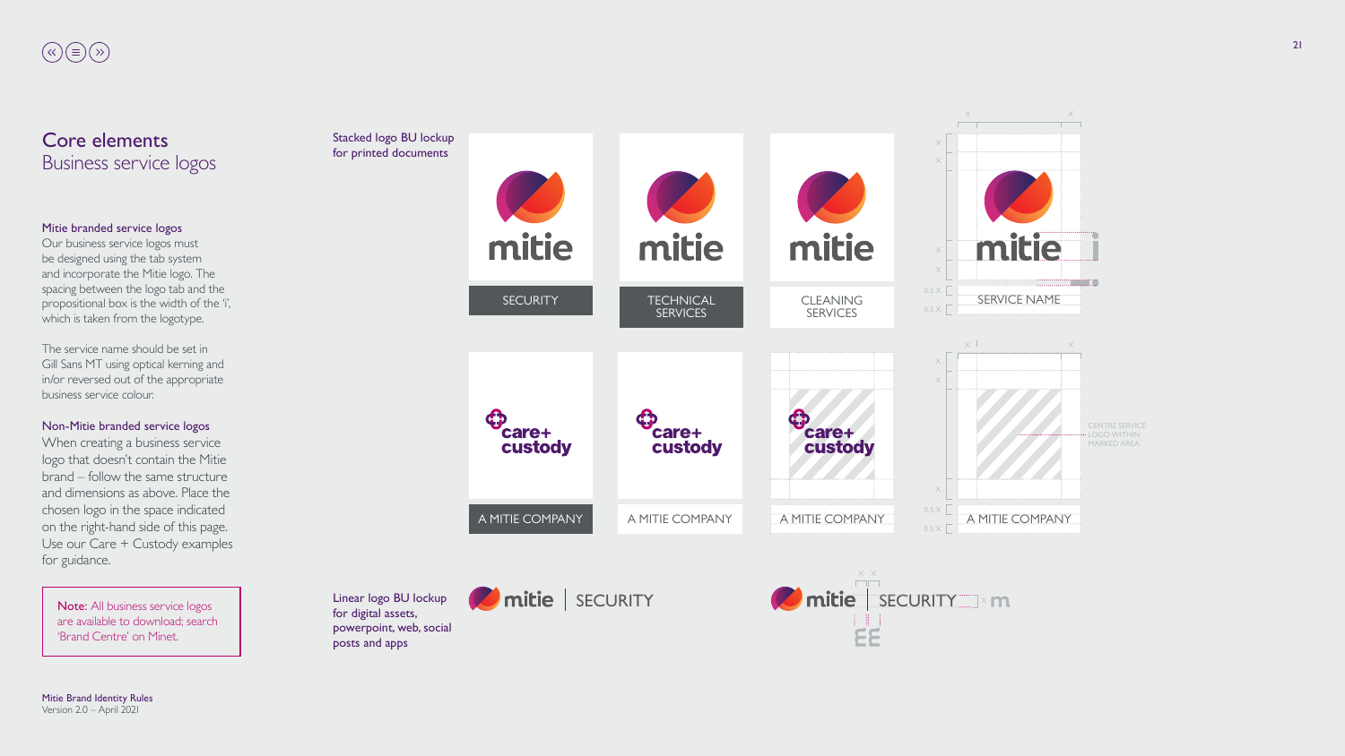# Core elements
## Business service logos

### Mitie branded service logos

Our business service logos must be designed using the tab system and incorporate the Mitie logo. The spacing between the logo tab and the propositional box is the width of the 'i', which is taken from the logotype.

The service name should be set in Gill Sans MT using optical kerning and in/or reversed out of the appropriate business service colour.

### Non-Mitie branded service logos

When creating a business service logo that doesn't contain the Mitie brand – follow the same structure and dimensions as above. Place the chosen logo in the space indicated on the right-hand side of this page. Use our Care + Custody examples for guidance.

> **Note:** All business service logos are available to download; search 'Brand Centre' on Minet.

Stacked logo BU lockup for printed documents

mitie
SECURITY

mitie
TECHNICAL SERVICES

mitie
CLEANING SERVICES

mitie
SERVICE NAME

care+ custody
A MITIE COMPANY

care+ custody
A MITIE COMPANY

care+ custody
A MITIE COMPANY

A MITIE COMPANY

CENTRE SERVICE LOGO WITHIN MARKED AREA

Linear logo BU lockup for digital assets, powerpoint, web, social posts and apps

mitie | SECURITY

mitie | SECURITY

Mitie Brand Identity Rules
Version 2.0 – April 2021